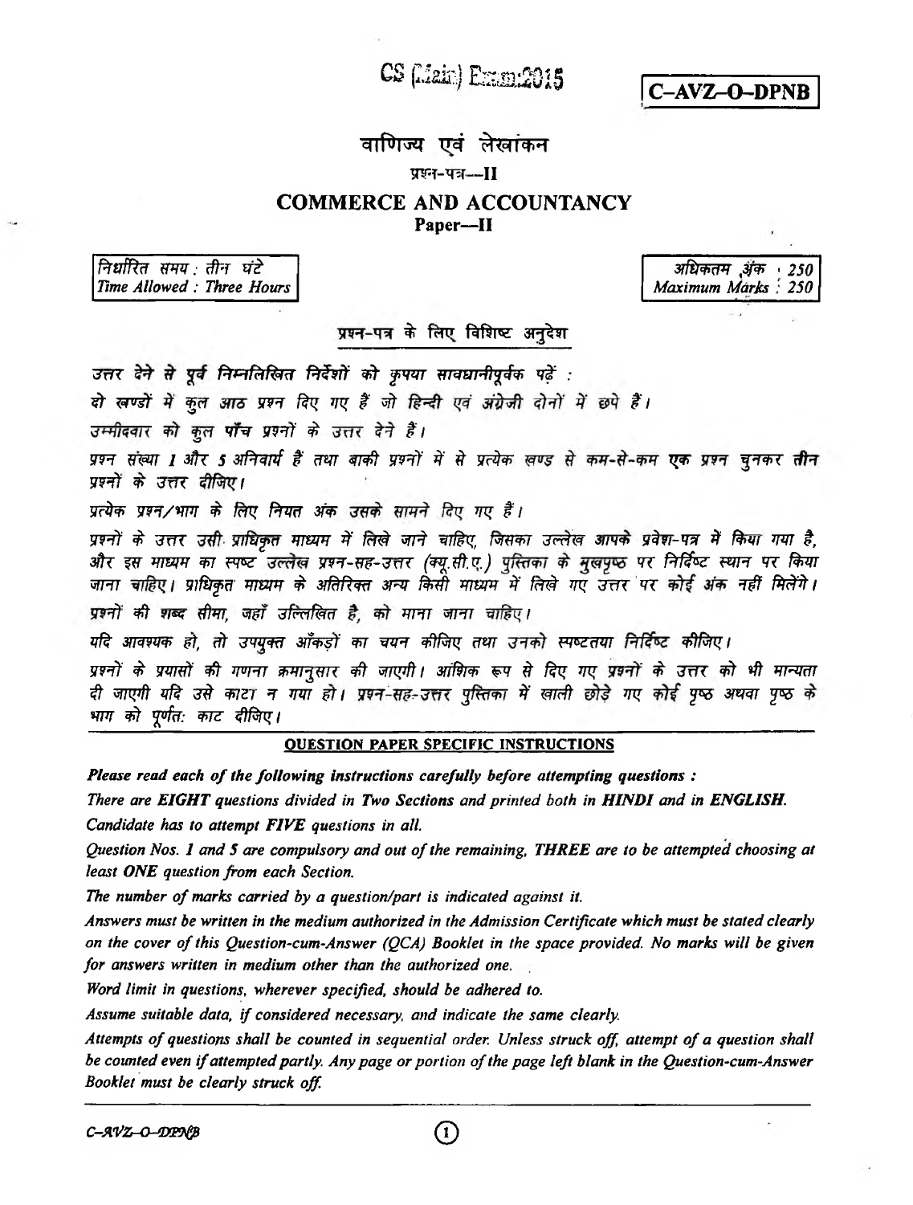CS (Main) Exam:2015

**C-AVZ-O-DPNB**

# वाणिज्य एवं लेखांकन

## प्रश्न-पत्र—II

# COMMERCE AND ACCOUNTANCY

## Paper—II

निर्धारित समय : तीन घंटे
*Time Allowed : Three Hours*

अधिकतम अंक : 250
*Maximum Marks : 250*

### प्रश्न-पत्र के लिए विशिष्ट अनुदेश

*उत्तर देने से पूर्व निम्नलिखित निर्देशों को कृपया सावधानीपूर्वक पढ़ें :*

*दो खण्डों में कुल आठ प्रश्न दिए गए हैं जो हिन्दी एवं अंग्रेजी दोनों में छपे हैं।*

*उम्मीदवार को कुल पाँच प्रश्नों के उत्तर देने हैं।*

*प्रश्न संख्या 1 और 5 अनिवार्य हैं तथा बाकी प्रश्नों में से प्रत्येक खण्ड से कम-से-कम **एक** प्रश्न चुनकर **तीन** प्रश्नों के उत्तर दीजिए।*

*प्रत्येक प्रश्न/भाग के लिए नियत अंक उसके सामने दिए गए हैं।*

*प्रश्नों के उत्तर उसी प्राधिकृत माध्यम में लिखे जाने चाहिए, जिसका उल्लेख आपके प्रवेश-पत्र में किया गया है, और इस माध्यम का स्पष्ट उल्लेख प्रश्न-सह-उत्तर (क्यू.सी.ए.) पुस्तिका के मुखपृष्ठ पर निर्दिष्ट स्थान पर किया जाना चाहिए। प्राधिकृत माध्यम के अतिरिक्त अन्य किसी माध्यम में लिखे गए उत्तर पर कोई अंक नहीं मिलेंगे।*

*प्रश्नों की शब्द सीमा, जहाँ उल्लिखित है, को माना जाना चाहिए।*

*यदि आवश्यक हो, तो उपयुक्त आँकड़ों का चयन कीजिए तथा उनको स्पष्टतया निर्दिष्ट कीजिए।*

*प्रश्नों के प्रयासों की गणना क्रमानुसार की जाएगी। आंशिक रूप से दिए गए प्रश्नों के उत्तर को भी मान्यता दी जाएगी यदि उसे काटा न गया हो। प्रश्न-सह-उत्तर पुस्तिका में खाली छोड़े गए कोई पृष्ठ अथवा पृष्ठ के भाग को पूर्णतः काट दीजिए।*

### QUESTION PAPER SPECIFIC INSTRUCTIONS

***Please read each of the following instructions carefully before attempting questions :***

*There are **EIGHT** questions divided in **Two Sections** and printed both in **HINDI** and in **ENGLISH**.*

*Candidate has to attempt **FIVE** questions in all.*

*Question Nos. **1** and **5** are compulsory and out of the remaining, **THREE** are to be attempted choosing at least **ONE** question from each Section.*

*The number of marks carried by a question/part is indicated against it.*

*Answers must be written in the medium authorized in the Admission Certificate which must be stated clearly on the cover of this Question-cum-Answer (QCA) Booklet in the space provided. No marks will be given for answers written in medium other than the authorized one.*

*Word limit in questions, wherever specified, should be adhered to.*

*Assume suitable data, if considered necessary, and indicate the same clearly.*

*Attempts of questions shall be counted in sequential order. Unless struck off, attempt of a question shall be counted even if attempted partly. Any page or portion of the page left blank in the Question-cum-Answer Booklet must be clearly struck off.*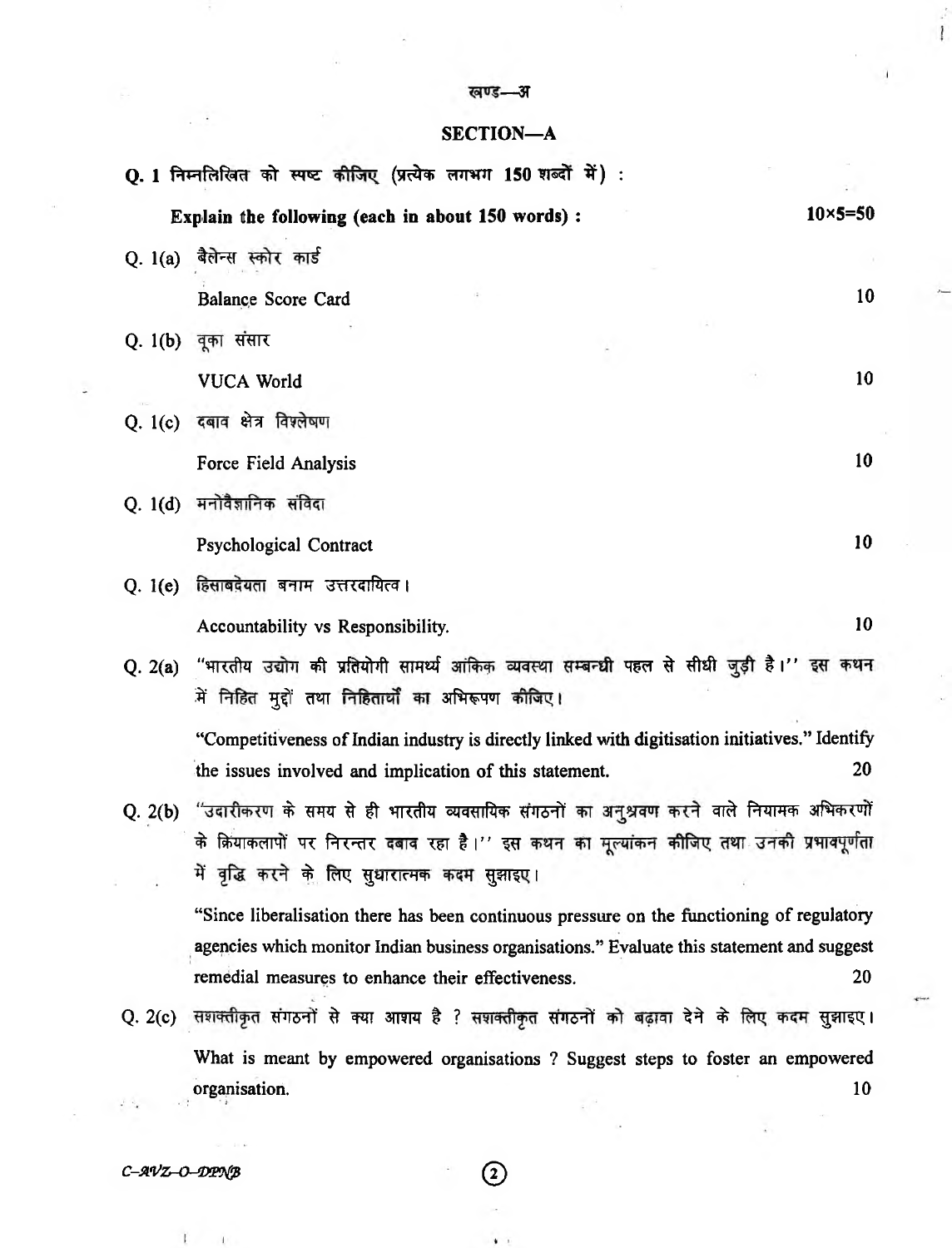## खण्ड—अ

## SECTION—A

**Q. 1** निम्नलिखित को स्पष्ट कीजिए (प्रत्येक लगभग 150 शब्दों में) :

**Explain the following (each in about 150 words) :** 10×5=50

**Q. 1(a)** बैलेन्स स्कोर कार्ड

Balance Score Card 10

**Q. 1(b)** वूका संसार

VUCA World 10

**Q. 1(c)** दबाव क्षेत्र विश्लेषण

Force Field Analysis 10

**Q. 1(d)** मनोवैज्ञानिक संविदा

Psychological Contract 10

**Q. 1(e)** हिसाबदेयता बनाम उत्तरदायित्व।

Accountability vs Responsibility. 10

**Q. 2(a)** "भारतीय उद्योग की प्रतियोगी सामर्थ्य आंकिक व्यवस्था सम्बन्धी पहल से सीधी जुड़ी है।" इस कथन में निहित मुद्दों तथा निहितार्थों का अभिरूपण कीजिए।

"Competitiveness of Indian industry is directly linked with digitisation initiatives." Identify the issues involved and implication of this statement. 20

**Q. 2(b)** "उदारीकरण के समय से ही भारतीय व्यवसायिक संगठनों का अनुश्रवण करने वाले नियामक अभिकरणों के क्रियाकलापों पर निरन्तर दबाव रहा है।" इस कथन का मूल्यांकन कीजिए तथा उनकी प्रभावपूर्णता में वृद्धि करने के लिए सुधारात्मक कदम सुझाइए।

"Since liberalisation there has been continuous pressure on the functioning of regulatory agencies which monitor Indian business organisations." Evaluate this statement and suggest remedial measures to enhance their effectiveness. 20

**Q. 2(c)** सशक्तीकृत संगठनों से क्या आशय है ? सशक्तीकृत संगठनों को बढ़ावा देने के लिए कदम सुझाइए।

What is meant by empowered organisations ? Suggest steps to foster an empowered organisation. 10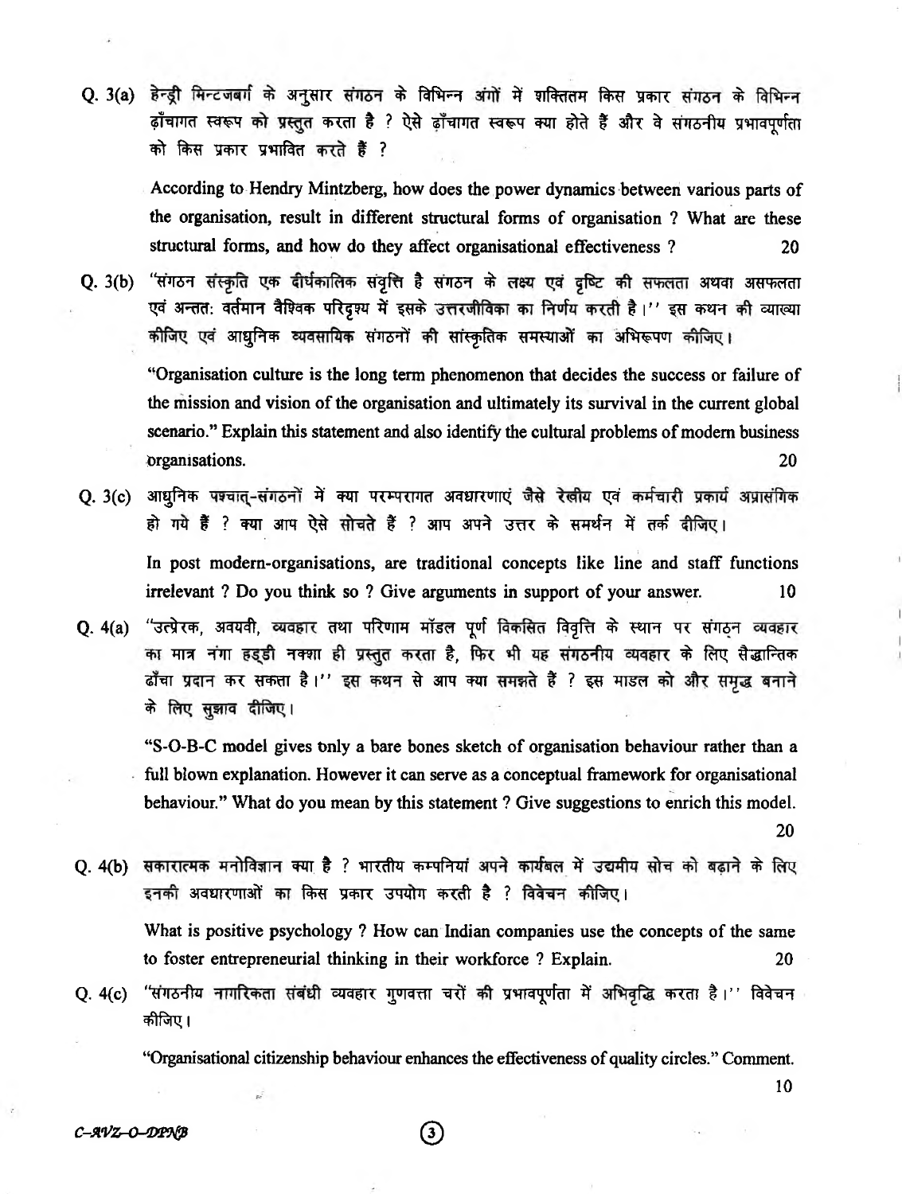Q. 3(a) हेन्ड्री मिन्टजबर्ग के अनुसार संगठन के विभिन्न अंगों में शक्तितम किस प्रकार संगठन के विभिन्न ढ़ाँचागत स्वरूप को प्रस्तुत करता है ? ऐसे ढ़ाँचागत स्वरूप क्या होते हैं और वे संगठनीय प्रभावपूर्णता को किस प्रकार प्रभावित करते हैं ?

According to Hendry Mintzberg, how does the power dynamics between various parts of the organisation, result in different structural forms of organisation ? What are these structural forms, and how do they affect organisational effectiveness ? 20

Q. 3(b) "संगठन संस्कृति एक दीर्घकालिक संवृत्ति है संगठन के लक्ष्य एवं दृष्टि की सफलता अथवा असफलता एवं अन्तत: वर्तमान वैश्विक परिदृश्य में इसके उत्तरजीविका का निर्णय करती है।" इस कथन की व्याख्या कीजिए एवं आधुनिक व्यवसायिक संगठनों की सांस्कृतिक समस्याओं का अभिरूपण कीजिए।

"Organisation culture is the long term phenomenon that decides the success or failure of the mission and vision of the organisation and ultimately its survival in the current global scenario." Explain this statement and also identify the cultural problems of modern business organisations. 20

Q. 3(c) आधुनिक पश्चात्-संगठनों में क्या परम्परागत अवधारणाएं जैसे रेखीय एवं कर्मचारी प्रकार्य अप्रासंगिक हो गये हैं ? क्या आप ऐसे सोचते हैं ? आप अपने उत्तर के समर्थन में तर्क दीजिए।

In post modern-organisations, are traditional concepts like line and staff functions irrelevant ? Do you think so ? Give arguments in support of your answer. 10

Q. 4(a) "उत्प्रेरक, अवयवी, व्यवहार तथा परिणाम मॉडल पूर्ण विकसित विवृत्ति के स्थान पर संगठन व्यवहार का मात्र नंगा हड्डी नक्शा ही प्रस्तुत करता है, फिर भी यह संगठनीय व्यवहार के लिए सैद्धान्तिक ढाँचा प्रदान कर सकता है।" इस कथन से आप क्या समझते हैं ? इस माडल को और समृद्ध बनाने के लिए सुझाव दीजिए।

"S-O-B-C model gives only a bare bones sketch of organisation behaviour rather than a full blown explanation. However it can serve as a conceptual framework for organisational behaviour." What do you mean by this statement ? Give suggestions to enrich this model. 20

Q. 4(b) सकारात्मक मनोविज्ञान क्या है ? भारतीय कम्पनियां अपने कार्यबल में उद्यमीय सोच को बढ़ाने के लिए इनकी अवधारणाओं का किस प्रकार उपयोग करती है ? विवेचन कीजिए।

What is positive psychology ? How can Indian companies use the concepts of the same to foster entrepreneurial thinking in their workforce ? Explain. 20

Q. 4(c) "संगठनीय नागरिकता संबंधी व्यवहार गुणवत्ता चरों की प्रभावपूर्णता में अभिवृद्धि करता है।" विवेचन कीजिए।

"Organisational citizenship behaviour enhances the effectiveness of quality circles." Comment. 10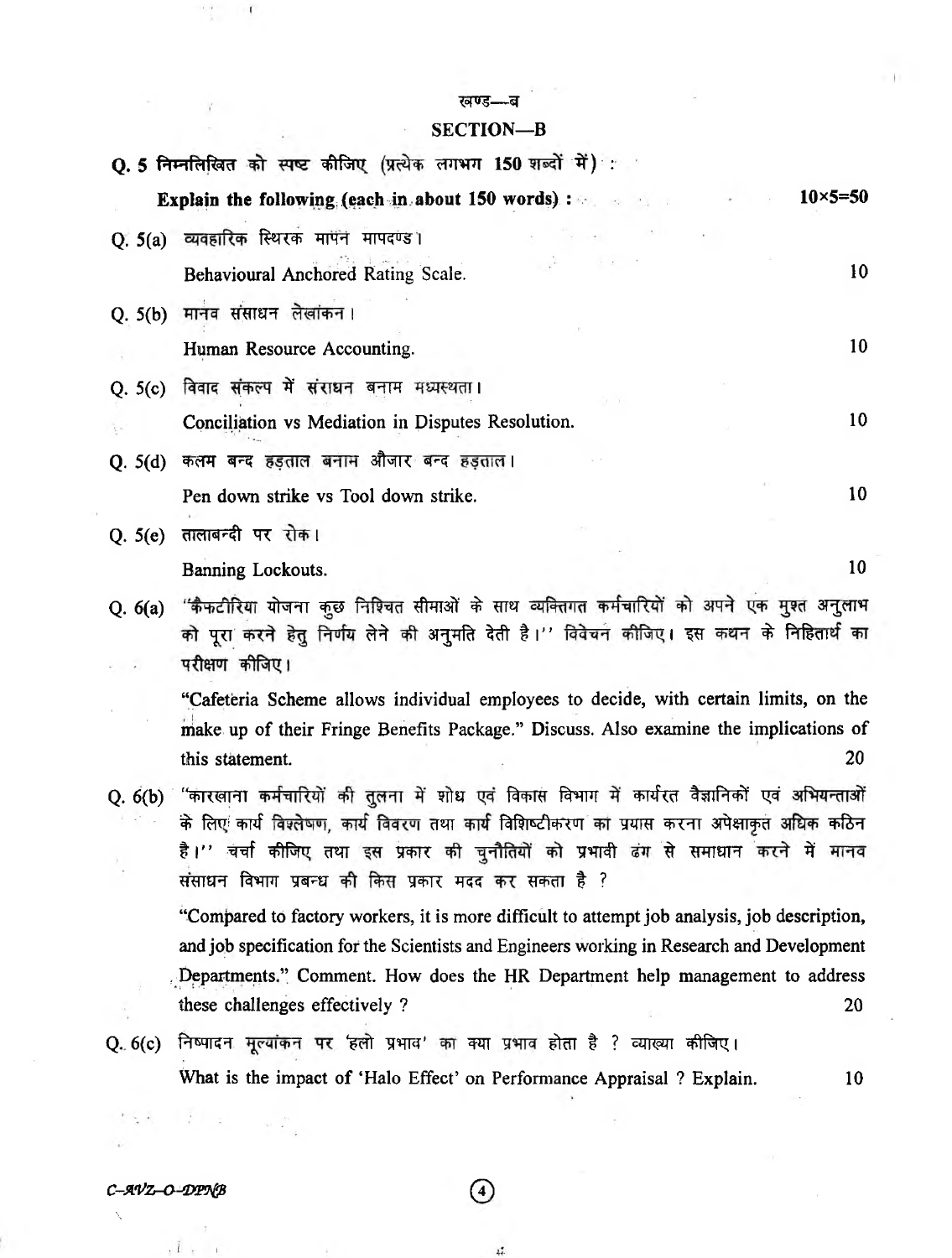## खण्ड—ब

## SECTION—B

**Q. 5 निम्नलिखित को स्पष्ट कीजिए (प्रत्येक लगभग 150 शब्दों में) :**

**Explain the following (each in about 150 words) :** **10×5=50**

Q. 5(a) व्यवहारिक स्थिरक मापन मापदण्ड।

Behavioural Anchored Rating Scale. 10

Q. 5(b) मानव संसाधन लेखांकन।

Human Resource Accounting. 10

Q. 5(c) विवाद संकल्प में संराधन बनाम मध्यस्थता।

Conciliation vs Mediation in Disputes Resolution. 10

Q. 5(d) कलम बन्द हड़ताल बनाम औजार बन्द हड़ताल।

Pen down strike vs Tool down strike. 10

Q. 5(e) तालाबन्दी पर रोक।

Banning Lockouts. 10

Q. 6(a) "कैफटीरिया योजना कुछ निश्चित सीमाओं के साथ व्यक्तिगत कर्मचारियों को अपने एक मुश्त अनुलाभ को पूरा करने हेतु निर्णय लेने की अनुमति देती है।" विवेचन कीजिए। इस कथन के निहितार्थ का परीक्षण कीजिए।

"Cafeteria Scheme allows individual employees to decide, with certain limits, on the make up of their Fringe Benefits Package." Discuss. Also examine the implications of this statement. 20

Q. 6(b) "कारखाना कर्मचारियों की तुलना में शोध एवं विकास विभाग में कार्यरत वैज्ञानिकों एवं अभियन्ताओं के लिए कार्य विश्लेषण, कार्य विवरण तथा कार्य विशिष्टीकरण का प्रयास करना अपेक्षाकृत अधिक कठिन है।" चर्चा कीजिए तथा इस प्रकार की चुनौतियों को प्रभावी ढंग से समाधान करने में मानव संसाधन विभाग प्रबन्ध की किस प्रकार मदद कर सकता है ?

"Compared to factory workers, it is more difficult to attempt job analysis, job description, and job specification for the Scientists and Engineers working in Research and Development Departments." Comment. How does the HR Department help management to address these challenges effectively ? 20

Q. 6(c) निष्पादन मूल्यांकन पर 'हलो प्रभाव' का क्या प्रभाव होता है ? व्याख्या कीजिए।

What is the impact of 'Halo Effect' on Performance Appraisal ? Explain. 10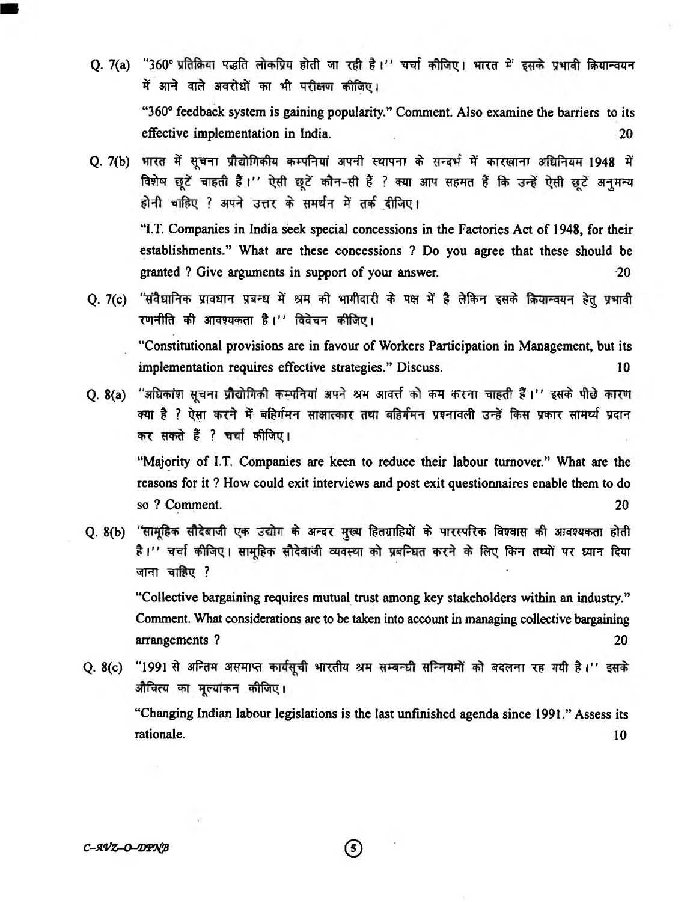Q. 7(a) "360° प्रतिक्रिया पद्धति लोकप्रिय होती जा रही है।'' चर्चा कीजिए। भारत में इसके प्रभावी क्रियान्वयन में आने वाले अवरोधों का भी परीक्षण कीजिए।

"360° feedback system is gaining popularity." Comment. Also examine the barriers to its effective implementation in India. 20

Q. 7(b) भारत में सूचना प्रौद्योगिकीय कम्पनियां अपनी स्थापना के सन्दर्भ में कारखाना अधिनियम 1948 में विशेष छूटें चाहती हैं।'' ऐसी छूटें कौन-सी हैं ? क्या आप सहमत हैं कि उन्हें ऐसी छूटें अनुमन्य होनी चाहिए ? अपने उत्तर के समर्थन में तर्क दीजिए।

"I.T. Companies in India seek special concessions in the Factories Act of 1948, for their establishments." What are these concessions ? Do you agree that these should be granted ? Give arguments in support of your answer. 20

Q. 7(c) "संवैधानिक प्रावधान प्रबन्ध में श्रम की भागीदारी के पक्ष में है लेकिन इसके क्रियान्वयन हेतु प्रभावी रणनीति की आवश्यकता है।'' विवेचन कीजिए।

"Constitutional provisions are in favour of Workers Participation in Management, but its implementation requires effective strategies." Discuss. 10

Q. 8(a) "अधिकांश सूचना प्रौद्योगिकी कम्पनियां अपने श्रम आवर्त्त को कम करना चाहती हैं।'' इसके पीछे कारण क्या है ? ऐसा करने में बहिर्गमन साक्षात्कार तथा बहिर्गमन प्रश्नावली उन्हें किस प्रकार सामर्थ्य प्रदान कर सकते हैं ? चर्चा कीजिए।

"Majority of I.T. Companies are keen to reduce their labour turnover." What are the reasons for it ? How could exit interviews and post exit questionnaires enable them to do so ? Comment. 20

Q. 8(b) "सामूहिक सौदेबाजी एक उद्योग के अन्दर मुख्य हितग्राहियों के पारस्परिक विश्वास की आवश्यकता होती है।'' चर्चा कीजिए। सामूहिक सौदेबाजी व्यवस्था को प्रबन्धित करने के लिए किन तथ्यों पर ध्यान दिया जाना चाहिए ?

"Collective bargaining requires mutual trust among key stakeholders within an industry." Comment. What considerations are to be taken into account in managing collective bargaining arrangements ? 20

Q. 8(c) "1991 से अन्तिम असमाप्त कार्यसूची भारतीय श्रम सम्बन्धी सन्नियमों को बदलना रह गयी है।'' इसके औचित्य का मूल्यांकन कीजिए।

"Changing Indian labour legislations is the last unfinished agenda since 1991." Assess its rationale. 10

C-AVZ-O-DPNB